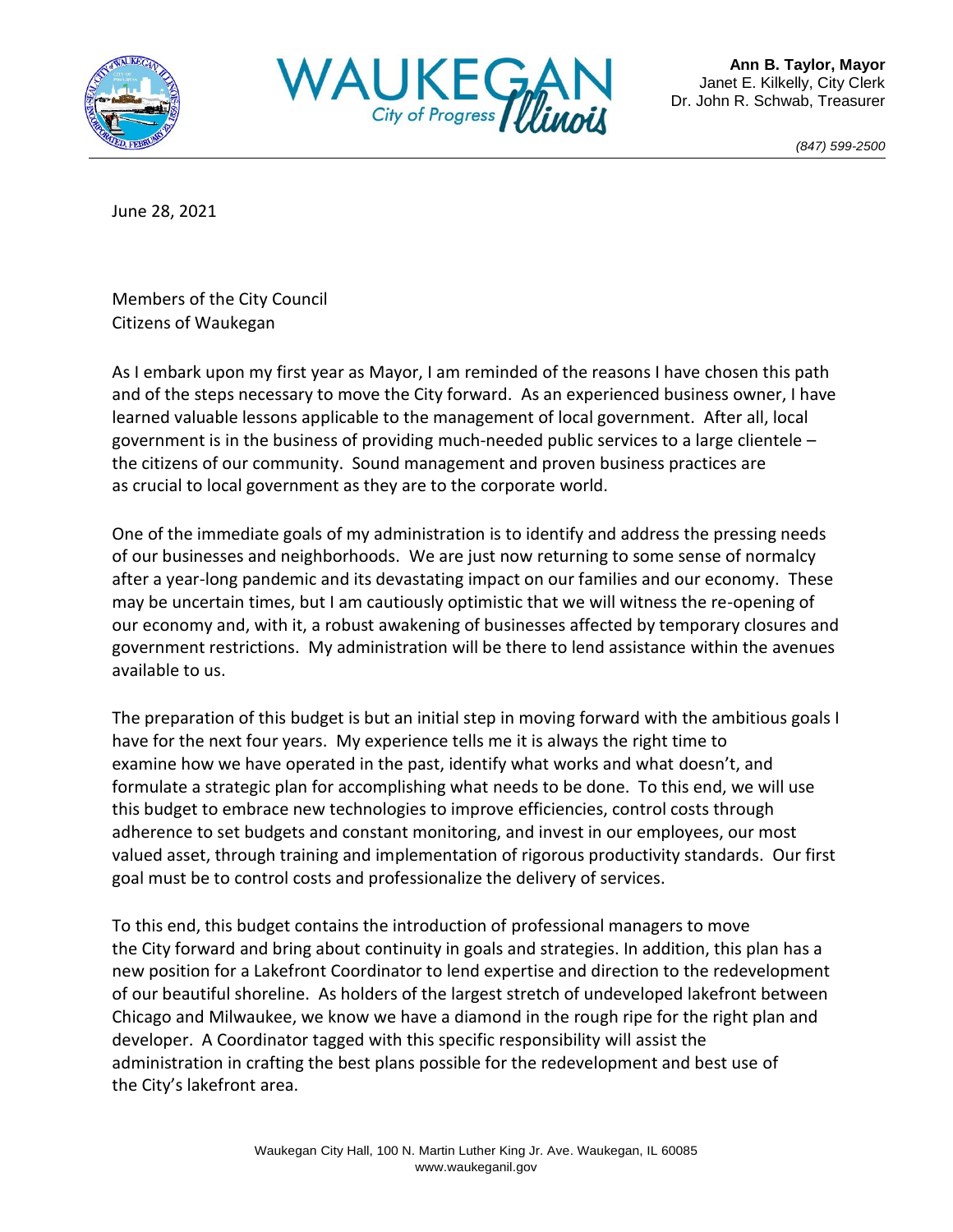**Ann B. Taylor, Mayor**
Janet E. Kilkelly, City Clerk
Dr. John R. Schwab, Treasurer

*(847) 599-2500*

June 28, 2021

Members of the City Council
Citizens of Waukegan

As I embark upon my first year as Mayor, I am reminded of the reasons I have chosen this path and of the steps necessary to move the City forward. As an experienced business owner, I have learned valuable lessons applicable to the management of local government. After all, local government is in the business of providing much-needed public services to a large clientele – the citizens of our community. Sound management and proven business practices are as crucial to local government as they are to the corporate world.

One of the immediate goals of my administration is to identify and address the pressing needs of our businesses and neighborhoods. We are just now returning to some sense of normalcy after a year-long pandemic and its devastating impact on our families and our economy. These may be uncertain times, but I am cautiously optimistic that we will witness the re-opening of our economy and, with it, a robust awakening of businesses affected by temporary closures and government restrictions. My administration will be there to lend assistance within the avenues available to us.

The preparation of this budget is but an initial step in moving forward with the ambitious goals I have for the next four years. My experience tells me it is always the right time to examine how we have operated in the past, identify what works and what doesn't, and formulate a strategic plan for accomplishing what needs to be done. To this end, we will use this budget to embrace new technologies to improve efficiencies, control costs through adherence to set budgets and constant monitoring, and invest in our employees, our most valued asset, through training and implementation of rigorous productivity standards. Our first goal must be to control costs and professionalize the delivery of services.

To this end, this budget contains the introduction of professional managers to move the City forward and bring about continuity in goals and strategies. In addition, this plan has a new position for a Lakefront Coordinator to lend expertise and direction to the redevelopment of our beautiful shoreline. As holders of the largest stretch of undeveloped lakefront between Chicago and Milwaukee, we know we have a diamond in the rough ripe for the right plan and developer. A Coordinator tagged with this specific responsibility will assist the administration in crafting the best plans possible for the redevelopment and best use of the City's lakefront area.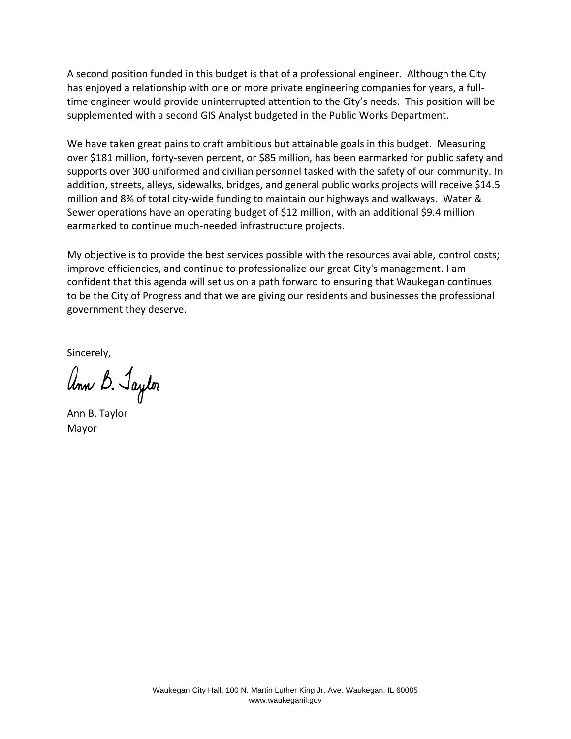A second position funded in this budget is that of a professional engineer. Although the City has enjoyed a relationship with one or more private engineering companies for years, a full-time engineer would provide uninterrupted attention to the City's needs. This position will be supplemented with a second GIS Analyst budgeted in the Public Works Department.

We have taken great pains to craft ambitious but attainable goals in this budget. Measuring over $181 million, forty-seven percent, or $85 million, has been earmarked for public safety and supports over 300 uniformed and civilian personnel tasked with the safety of our community. In addition, streets, alleys, sidewalks, bridges, and general public works projects will receive $14.5 million and 8% of total city-wide funding to maintain our highways and walkways. Water & Sewer operations have an operating budget of $12 million, with an additional $9.4 million earmarked to continue much-needed infrastructure projects.

My objective is to provide the best services possible with the resources available, control costs; improve efficiencies, and continue to professionalize our great City's management. I am confident that this agenda will set us on a path forward to ensuring that Waukegan continues to be the City of Progress and that we are giving our residents and businesses the professional government they deserve.

Sincerely,

Ann B. Taylor

Ann B. Taylor
Mayor

Waukegan City Hall, 100 N. Martin Luther King Jr. Ave. Waukegan, IL 60085
www.waukeganil.gov